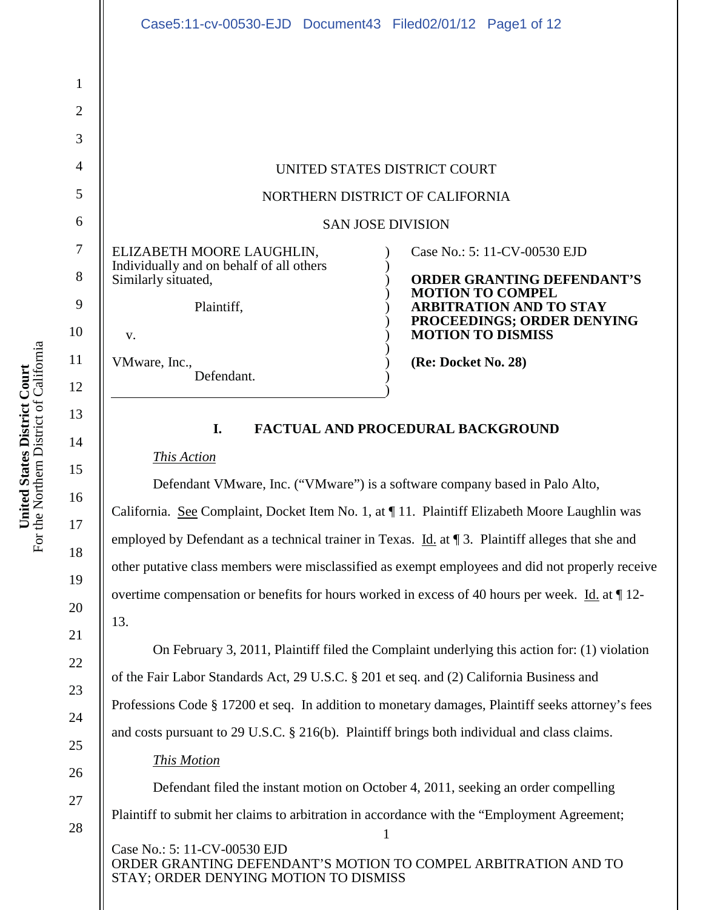UNITED STATES DISTRICT COURT

NORTHERN DISTRICT OF CALIFORNIA

SAN JOSE DIVISION

ELIZABETH MOORE LAUGHLIN, Individually and on behalf of all others Similarly situated,

Plaintiff,

v.

VMware, Inc.,

Defendant.

Case No.: 5: 11-CV-00530 EJD

**ORDER GRANTING DEFENDANT'S MOTION TO COMPEL ARBITRATION AND TO STAY PROCEEDINGS; ORDER DENYING MOTION TO DISMISS**

**(Re: Docket No. 28)**

## I. FACTUAL AND PROCEDURAL BACKGROUND

*This Action*

Defendant VMware, Inc. ("VMware") is a software company based in Palo Alto, California. See Complaint, Docket Item No. 1, at ¶ 11. Plaintiff Elizabeth Moore Laughlin was employed by Defendant as a technical trainer in Texas. Id. at ¶ 3. Plaintiff alleges that she and other putative class members were misclassified as exempt employees and did not properly receive overtime compensation or benefits for hours worked in excess of 40 hours per week. Id. at ¶ 12-13.

On February 3, 2011, Plaintiff filed the Complaint underlying this action for: (1) violation of the Fair Labor Standards Act, 29 U.S.C. § 201 et seq. and (2) California Business and Professions Code § 17200 et seq. In addition to monetary damages, Plaintiff seeks attorney's fees and costs pursuant to 29 U.S.C. § 216(b). Plaintiff brings both individual and class claims.

*This Motion*

Defendant filed the instant motion on October 4, 2011, seeking an order compelling Plaintiff to submit her claims to arbitration in accordance with the "Employment Agreement;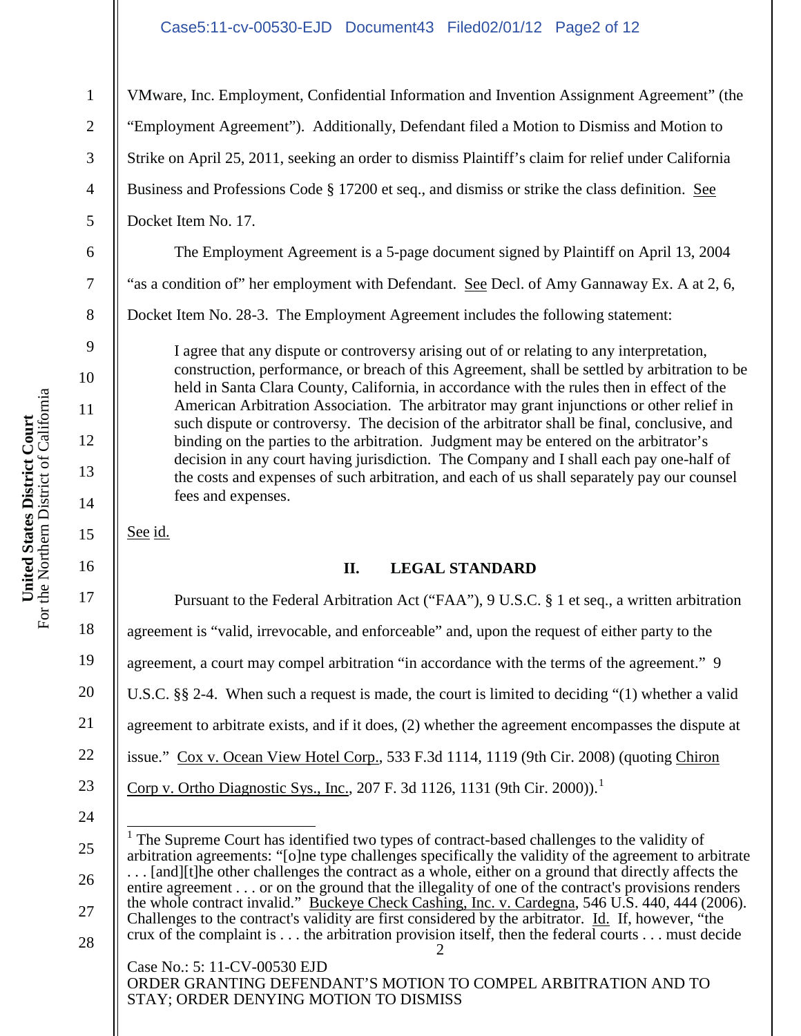VMware, Inc. Employment, Confidential Information and Invention Assignment Agreement" (the "Employment Agreement"). Additionally, Defendant filed a Motion to Dismiss and Motion to Strike on April 25, 2011, seeking an order to dismiss Plaintiff's claim for relief under California Business and Professions Code § 17200 et seq., and dismiss or strike the class definition. See Docket Item No. 17.

The Employment Agreement is a 5-page document signed by Plaintiff on April 13, 2004 "as a condition of" her employment with Defendant. See Decl. of Amy Gannaway Ex. A at 2, 6, Docket Item No. 28-3. The Employment Agreement includes the following statement:

> I agree that any dispute or controversy arising out of or relating to any interpretation, construction, performance, or breach of this Agreement, shall be settled by arbitration to be held in Santa Clara County, California, in accordance with the rules then in effect of the American Arbitration Association. The arbitrator may grant injunctions or other relief in such dispute or controversy. The decision of the arbitrator shall be final, conclusive, and binding on the parties to the arbitration. Judgment may be entered on the arbitrator's decision in any court having jurisdiction. The Company and I shall each pay one-half of the costs and expenses of such arbitration, and each of us shall separately pay our counsel fees and expenses.

See id.

## II. LEGAL STANDARD

Pursuant to the Federal Arbitration Act ("FAA"), 9 U.S.C. § 1 et seq., a written arbitration agreement is "valid, irrevocable, and enforceable" and, upon the request of either party to the agreement, a court may compel arbitration "in accordance with the terms of the agreement." 9 U.S.C. §§ 2-4. When such a request is made, the court is limited to deciding "(1) whether a valid agreement to arbitrate exists, and if it does, (2) whether the agreement encompasses the dispute at issue." Cox v. Ocean View Hotel Corp., 533 F.3d 1114, 1119 (9th Cir. 2008) (quoting Chiron Corp v. Ortho Diagnostic Sys., Inc., 207 F. 3d 1126, 1131 (9th Cir. 2000)).[1]

---

[1] The Supreme Court has identified two types of contract-based challenges to the validity of arbitration agreements: "[o]ne type challenges specifically the validity of the agreement to arbitrate . . . [and][t]he other challenges the contract as a whole, either on a ground that directly affects the entire agreement . . . or on the ground that the illegality of one of the contract's provisions renders the whole contract invalid." Buckeye Check Cashing, Inc. v. Cardegna, 546 U.S. 440, 444 (2006). Challenges to the contract's validity are first considered by the arbitrator. Id. If, however, "the crux of the complaint is . . . the arbitration provision itself, then the federal courts . . . must decide

Case No.: 5: 11-CV-00530 EJD
ORDER GRANTING DEFENDANT'S MOTION TO COMPEL ARBITRATION AND TO STAY; ORDER DENYING MOTION TO DISMISS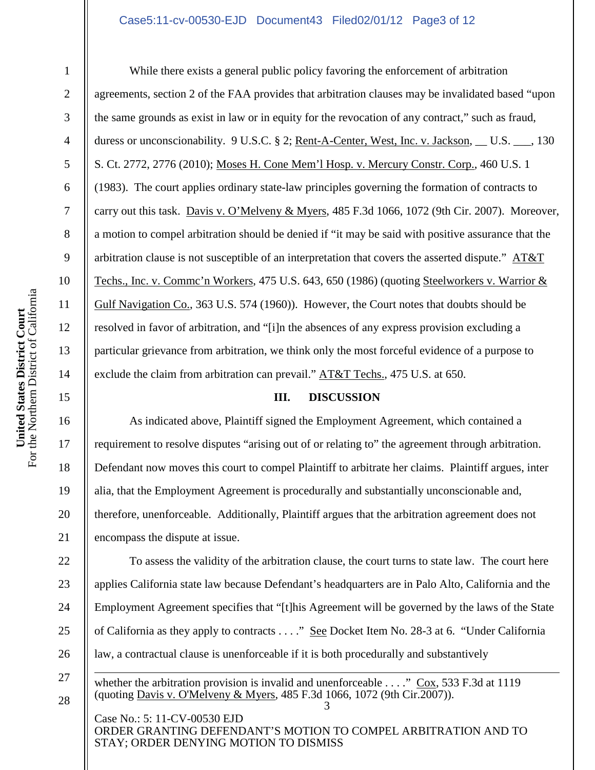While there exists a general public policy favoring the enforcement of arbitration agreements, section 2 of the FAA provides that arbitration clauses may be invalidated based "upon the same grounds as exist in law or in equity for the revocation of any contract," such as fraud, duress or unconscionability. 9 U.S.C. § 2; Rent-A-Center, West, Inc. v. Jackson, __ U.S. ___, 130 S. Ct. 2772, 2776 (2010); Moses H. Cone Mem'l Hosp. v. Mercury Constr. Corp., 460 U.S. 1 (1983). The court applies ordinary state-law principles governing the formation of contracts to carry out this task. Davis v. O'Melveny & Myers, 485 F.3d 1066, 1072 (9th Cir. 2007). Moreover, a motion to compel arbitration should be denied if "it may be said with positive assurance that the arbitration clause is not susceptible of an interpretation that covers the asserted dispute." AT&T Techs., Inc. v. Commc'n Workers, 475 U.S. 643, 650 (1986) (quoting Steelworkers v. Warrior & Gulf Navigation Co., 363 U.S. 574 (1960)). However, the Court notes that doubts should be resolved in favor of arbitration, and "[i]n the absences of any express provision excluding a particular grievance from arbitration, we think only the most forceful evidence of a purpose to exclude the claim from arbitration can prevail." AT&T Techs., 475 U.S. at 650.

## III. DISCUSSION

As indicated above, Plaintiff signed the Employment Agreement, which contained a requirement to resolve disputes "arising out of or relating to" the agreement through arbitration. Defendant now moves this court to compel Plaintiff to arbitrate her claims. Plaintiff argues, inter alia, that the Employment Agreement is procedurally and substantially unconscionable and, therefore, unenforceable. Additionally, Plaintiff argues that the arbitration agreement does not encompass the dispute at issue.

To assess the validity of the arbitration clause, the court turns to state law. The court here applies California state law because Defendant's headquarters are in Palo Alto, California and the Employment Agreement specifies that "[t]his Agreement will be governed by the laws of the State of California as they apply to contracts . . . ." See Docket Item No. 28-3 at 6. "Under California law, a contractual clause is unenforceable if it is both procedurally and substantively

---

whether the arbitration provision is invalid and unenforceable . . . ." Cox, 533 F.3d at 1119 (quoting Davis v. O'Melveny & Myers, 485 F.3d 1066, 1072 (9th Cir.2007)).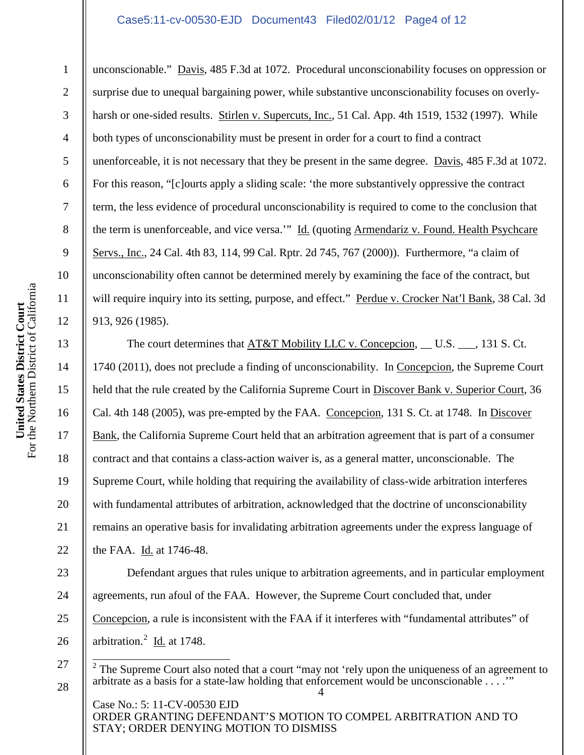unconscionable." Davis, 485 F.3d at 1072. Procedural unconscionability focuses on oppression or surprise due to unequal bargaining power, while substantive unconscionability focuses on overly-harsh or one-sided results. Stirlen v. Supercuts, Inc., 51 Cal. App. 4th 1519, 1532 (1997). While both types of unconscionability must be present in order for a court to find a contract unenforceable, it is not necessary that they be present in the same degree. Davis, 485 F.3d at 1072. For this reason, "[c]ourts apply a sliding scale: 'the more substantively oppressive the contract term, the less evidence of procedural unconscionability is required to come to the conclusion that the term is unenforceable, and vice versa.'" Id. (quoting Armendariz v. Found. Health Psychcare Servs., Inc., 24 Cal. 4th 83, 114, 99 Cal. Rptr. 2d 745, 767 (2000)). Furthermore, "a claim of unconscionability often cannot be determined merely by examining the face of the contract, but will require inquiry into its setting, purpose, and effect." Perdue v. Crocker Nat'l Bank, 38 Cal. 3d 913, 926 (1985).

The court determines that AT&T Mobility LLC v. Concepcion, __ U.S. ___, 131 S. Ct. 1740 (2011), does not preclude a finding of unconscionability. In Concepcion, the Supreme Court held that the rule created by the California Supreme Court in Discover Bank v. Superior Court, 36 Cal. 4th 148 (2005), was pre-empted by the FAA. Concepcion, 131 S. Ct. at 1748. In Discover Bank, the California Supreme Court held that an arbitration agreement that is part of a consumer contract and that contains a class-action waiver is, as a general matter, unconscionable. The Supreme Court, while holding that requiring the availability of class-wide arbitration interferes with fundamental attributes of arbitration, acknowledged that the doctrine of unconscionability remains an operative basis for invalidating arbitration agreements under the express language of the FAA. Id. at 1746-48.

Defendant argues that rules unique to arbitration agreements, and in particular employment agreements, run afoul of the FAA. However, the Supreme Court concluded that, under Concepcion, a rule is inconsistent with the FAA if it interferes with "fundamental attributes" of arbitration.[2] Id. at 1748.

---

[2] The Supreme Court also noted that a court "may not 'rely upon the uniqueness of an agreement to arbitrate as a basis for a state-law holding that enforcement would be unconscionable . . . .'"

Case No.: 5: 11-CV-00530 EJD
ORDER GRANTING DEFENDANT'S MOTION TO COMPEL ARBITRATION AND TO STAY; ORDER DENYING MOTION TO DISMISS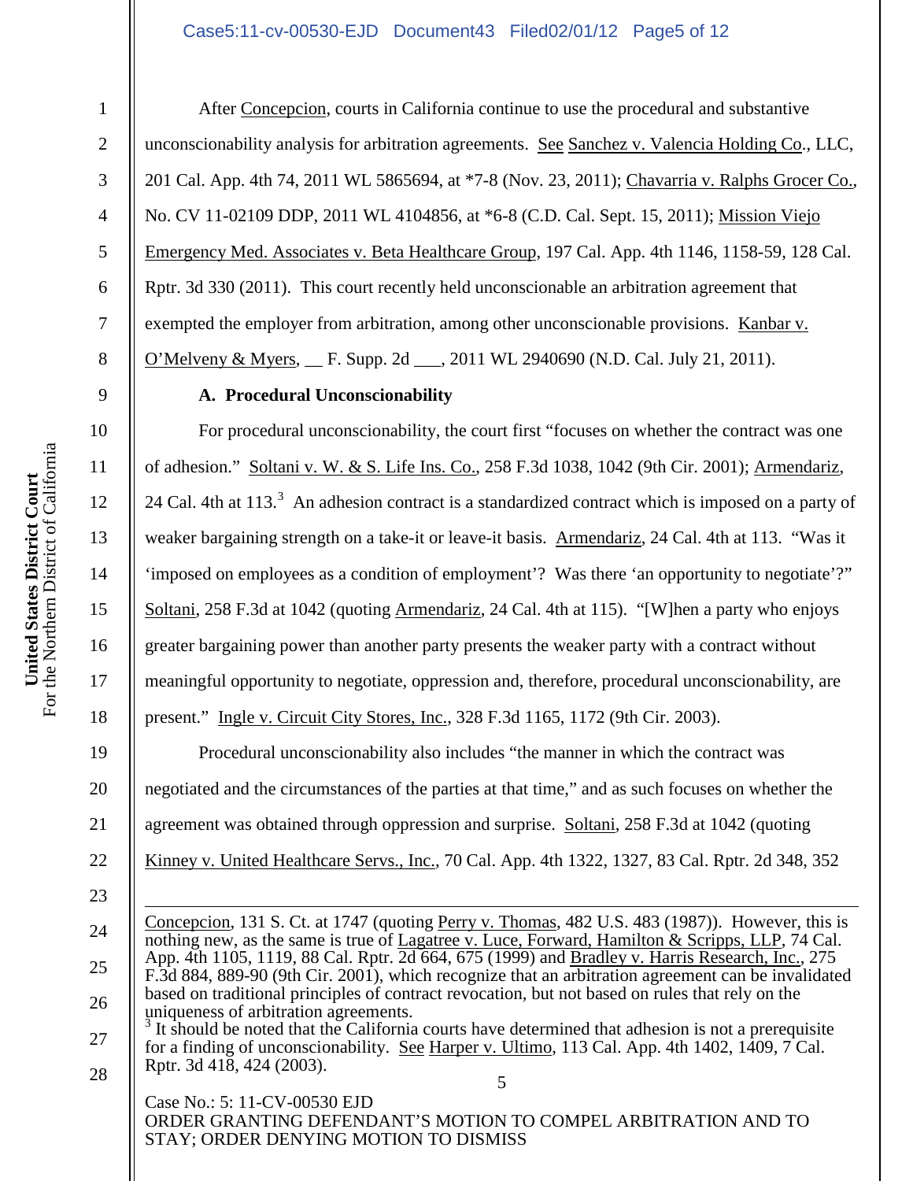After Concepcion, courts in California continue to use the procedural and substantive unconscionability analysis for arbitration agreements. See Sanchez v. Valencia Holding Co., LLC, 201 Cal. App. 4th 74, 2011 WL 5865694, at *7-8 (Nov. 23, 2011); Chavarria v. Ralphs Grocer Co., No. CV 11-02109 DDP, 2011 WL 4104856, at *6-8 (C.D. Cal. Sept. 15, 2011); Mission Viejo Emergency Med. Associates v. Beta Healthcare Group, 197 Cal. App. 4th 1146, 1158-59, 128 Cal. Rptr. 3d 330 (2011). This court recently held unconscionable an arbitration agreement that exempted the employer from arbitration, among other unconscionable provisions. Kanbar v. O'Melveny & Myers, __ F. Supp. 2d ___, 2011 WL 2940690 (N.D. Cal. July 21, 2011).

**A. Procedural Unconscionability**

For procedural unconscionability, the court first "focuses on whether the contract was one of adhesion." Soltani v. W. & S. Life Ins. Co., 258 F.3d 1038, 1042 (9th Cir. 2001); Armendariz, 24 Cal. 4th at 113.[3] An adhesion contract is a standardized contract which is imposed on a party of weaker bargaining strength on a take-it or leave-it basis. Armendariz, 24 Cal. 4th at 113. "Was it 'imposed on employees as a condition of employment'? Was there 'an opportunity to negotiate'?" Soltani, 258 F.3d at 1042 (quoting Armendariz, 24 Cal. 4th at 115). "[W]hen a party who enjoys greater bargaining power than another party presents the weaker party with a contract without meaningful opportunity to negotiate, oppression and, therefore, procedural unconscionability, are present." Ingle v. Circuit City Stores, Inc., 328 F.3d 1165, 1172 (9th Cir. 2003).

Procedural unconscionability also includes "the manner in which the contract was negotiated and the circumstances of the parties at that time," and as such focuses on whether the agreement was obtained through oppression and surprise. Soltani, 258 F.3d at 1042 (quoting Kinney v. United Healthcare Servs., Inc., 70 Cal. App. 4th 1322, 1327, 83 Cal. Rptr. 2d 348, 352

---

Concepcion, 131 S. Ct. at 1747 (quoting Perry v. Thomas, 482 U.S. 483 (1987)). However, this is nothing new, as the same is true of Lagatree v. Luce, Forward, Hamilton & Scripps, LLP, 74 Cal. App. 4th 1105, 1119, 88 Cal. Rptr. 2d 664, 675 (1999) and Bradley v. Harris Research, Inc., 275 F.3d 884, 889-90 (9th Cir. 2001), which recognize that an arbitration agreement can be invalidated based on traditional principles of contract revocation, but not based on rules that rely on the uniqueness of arbitration agreements.

[3] It should be noted that the California courts have determined that adhesion is not a prerequisite for a finding of unconscionability. See Harper v. Ultimo, 113 Cal. App. 4th 1402, 1409, 7 Cal. Rptr. 3d 418, 424 (2003).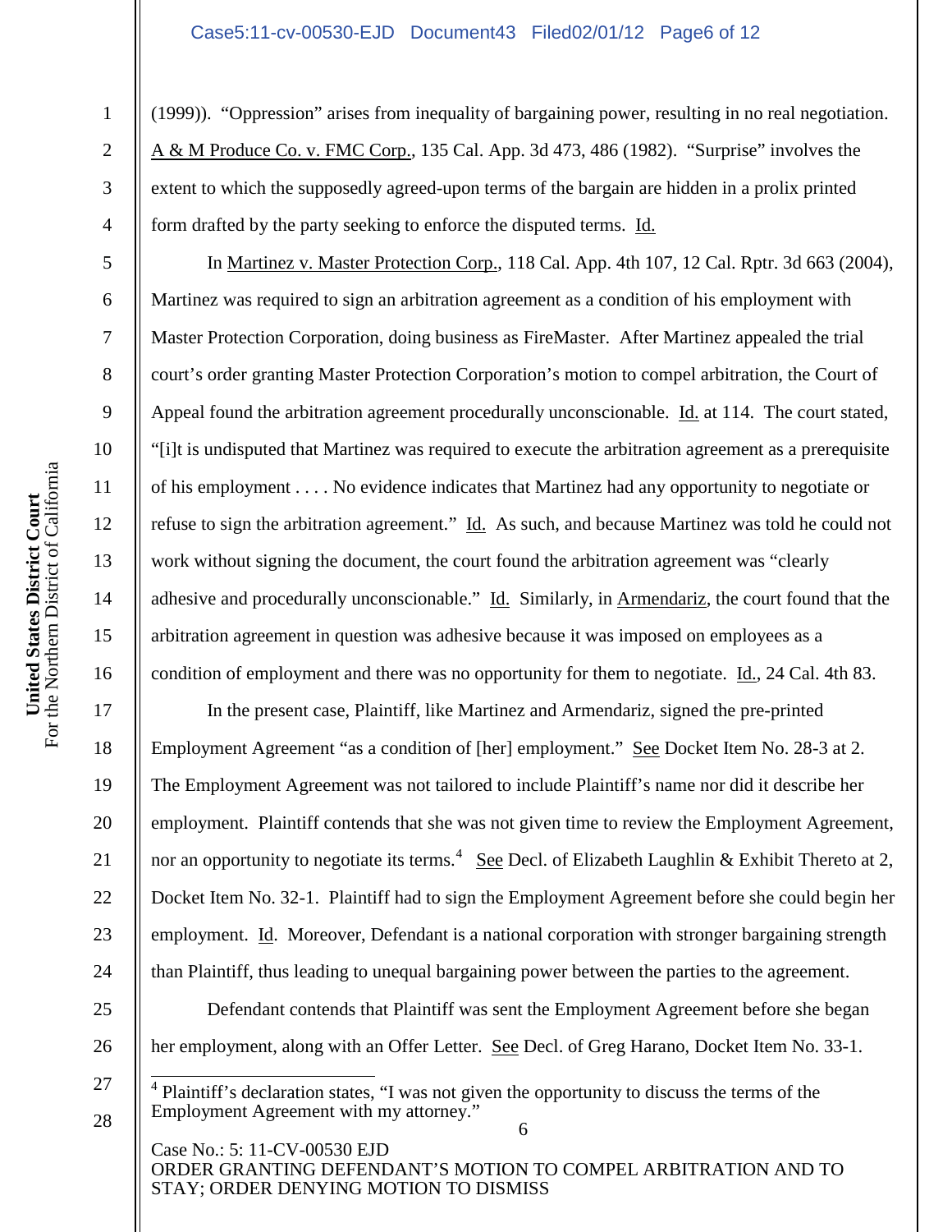(1999)). "Oppression" arises from inequality of bargaining power, resulting in no real negotiation. A & M Produce Co. v. FMC Corp., 135 Cal. App. 3d 473, 486 (1982). "Surprise" involves the extent to which the supposedly agreed-upon terms of the bargain are hidden in a prolix printed form drafted by the party seeking to enforce the disputed terms. Id.

In Martinez v. Master Protection Corp., 118 Cal. App. 4th 107, 12 Cal. Rptr. 3d 663 (2004), Martinez was required to sign an arbitration agreement as a condition of his employment with Master Protection Corporation, doing business as FireMaster. After Martinez appealed the trial court's order granting Master Protection Corporation's motion to compel arbitration, the Court of Appeal found the arbitration agreement procedurally unconscionable. Id. at 114. The court stated, "[i]t is undisputed that Martinez was required to execute the arbitration agreement as a prerequisite of his employment . . . . No evidence indicates that Martinez had any opportunity to negotiate or refuse to sign the arbitration agreement." Id. As such, and because Martinez was told he could not work without signing the document, the court found the arbitration agreement was "clearly adhesive and procedurally unconscionable." Id. Similarly, in Armendariz, the court found that the arbitration agreement in question was adhesive because it was imposed on employees as a condition of employment and there was no opportunity for them to negotiate. Id., 24 Cal. 4th 83.

In the present case, Plaintiff, like Martinez and Armendariz, signed the pre-printed Employment Agreement "as a condition of [her] employment." See Docket Item No. 28-3 at 2. The Employment Agreement was not tailored to include Plaintiff's name nor did it describe her employment. Plaintiff contends that she was not given time to review the Employment Agreement, nor an opportunity to negotiate its terms.[4] See Decl. of Elizabeth Laughlin & Exhibit Thereto at 2, Docket Item No. 32-1. Plaintiff had to sign the Employment Agreement before she could begin her employment. Id. Moreover, Defendant is a national corporation with stronger bargaining strength than Plaintiff, thus leading to unequal bargaining power between the parties to the agreement.

Defendant contends that Plaintiff was sent the Employment Agreement before she began her employment, along with an Offer Letter. See Decl. of Greg Harano, Docket Item No. 33-1.

---

[4] Plaintiff's declaration states, "I was not given the opportunity to discuss the terms of the Employment Agreement with my attorney."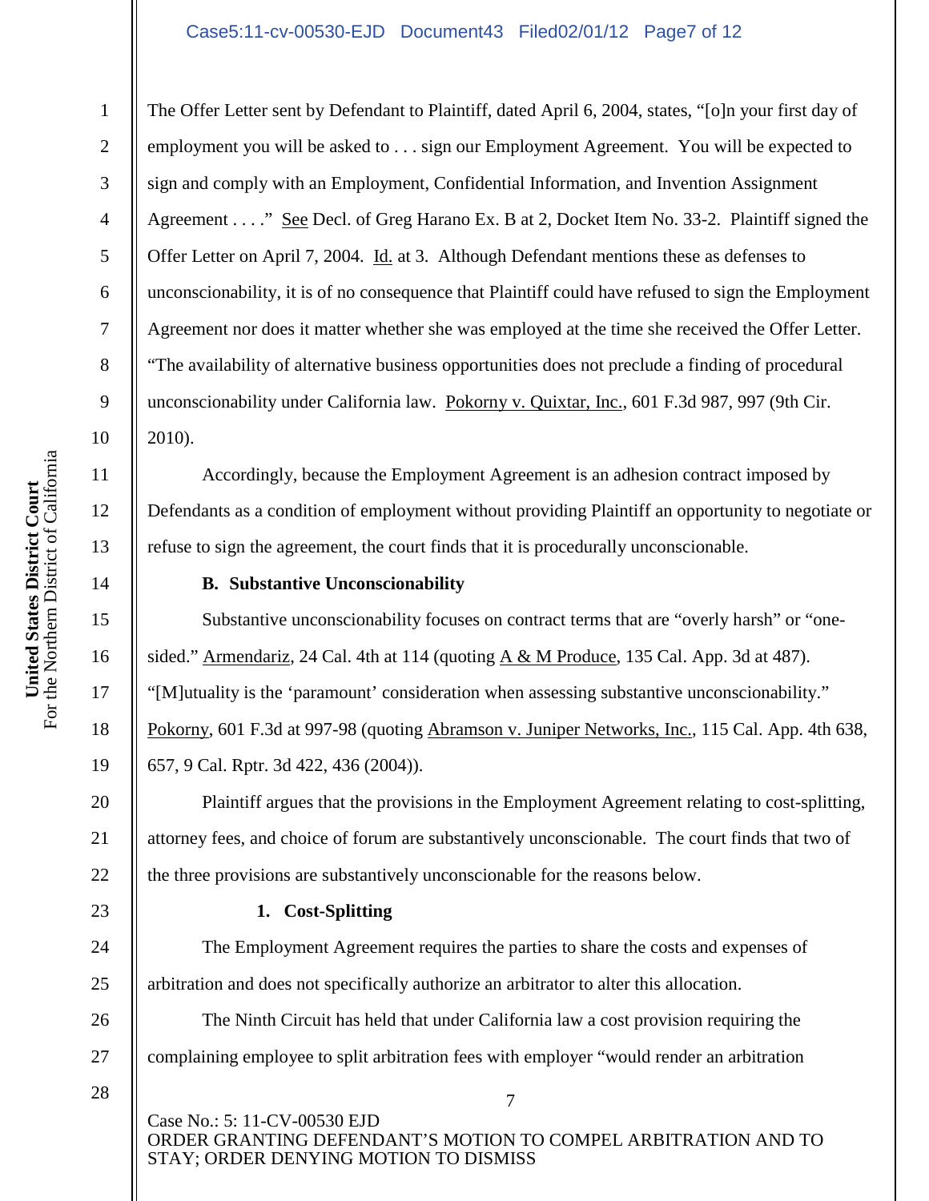The Offer Letter sent by Defendant to Plaintiff, dated April 6, 2004, states, "[o]n your first day of employment you will be asked to . . . sign our Employment Agreement. You will be expected to sign and comply with an Employment, Confidential Information, and Invention Assignment Agreement . . . ." See Decl. of Greg Harano Ex. B at 2, Docket Item No. 33-2. Plaintiff signed the Offer Letter on April 7, 2004. Id. at 3. Although Defendant mentions these as defenses to unconscionability, it is of no consequence that Plaintiff could have refused to sign the Employment Agreement nor does it matter whether she was employed at the time she received the Offer Letter. "The availability of alternative business opportunities does not preclude a finding of procedural unconscionability under California law. Pokorny v. Quixtar, Inc., 601 F.3d 987, 997 (9th Cir. 2010).

Accordingly, because the Employment Agreement is an adhesion contract imposed by Defendants as a condition of employment without providing Plaintiff an opportunity to negotiate or refuse to sign the agreement, the court finds that it is procedurally unconscionable.

**B. Substantive Unconscionability**

Substantive unconscionability focuses on contract terms that are "overly harsh" or "one-sided." Armendariz, 24 Cal. 4th at 114 (quoting A & M Produce, 135 Cal. App. 3d at 487). "[M]utuality is the 'paramount' consideration when assessing substantive unconscionability." Pokorny, 601 F.3d at 997-98 (quoting Abramson v. Juniper Networks, Inc., 115 Cal. App. 4th 638, 657, 9 Cal. Rptr. 3d 422, 436 (2004)).

Plaintiff argues that the provisions in the Employment Agreement relating to cost-splitting, attorney fees, and choice of forum are substantively unconscionable. The court finds that two of the three provisions are substantively unconscionable for the reasons below.

**1. Cost-Splitting**

The Employment Agreement requires the parties to share the costs and expenses of arbitration and does not specifically authorize an arbitrator to alter this allocation.

The Ninth Circuit has held that under California law a cost provision requiring the complaining employee to split arbitration fees with employer "would render an arbitration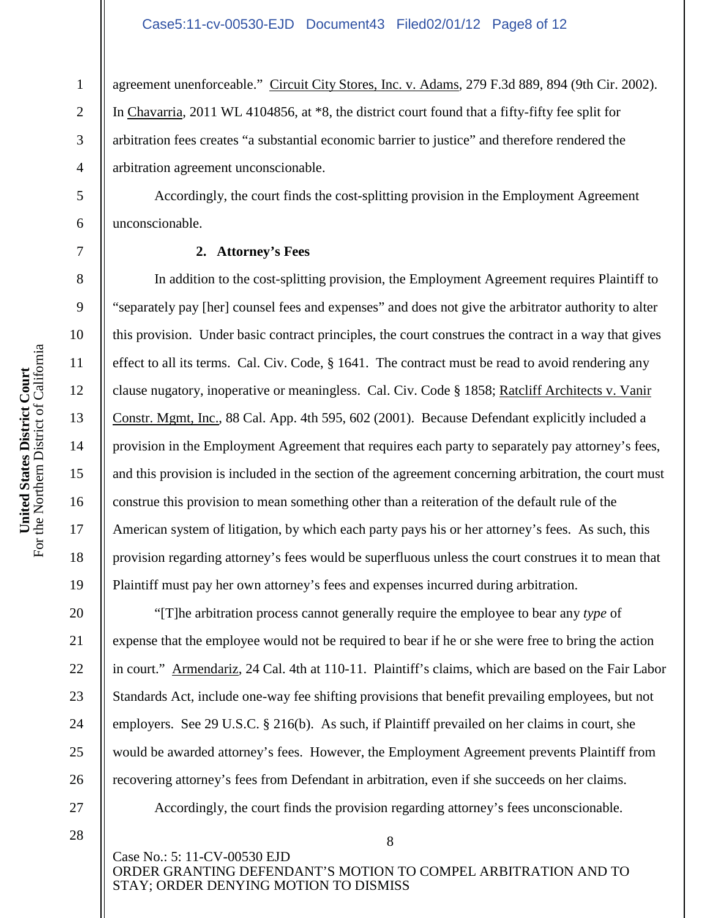agreement unenforceable." Circuit City Stores, Inc. v. Adams, 279 F.3d 889, 894 (9th Cir. 2002). In Chavarria, 2011 WL 4104856, at *8, the district court found that a fifty-fifty fee split for arbitration fees creates "a substantial economic barrier to justice" and therefore rendered the arbitration agreement unconscionable.

Accordingly, the court finds the cost-splitting provision in the Employment Agreement unconscionable.

### 2. Attorney's Fees

In addition to the cost-splitting provision, the Employment Agreement requires Plaintiff to "separately pay [her] counsel fees and expenses" and does not give the arbitrator authority to alter this provision. Under basic contract principles, the court construes the contract in a way that gives effect to all its terms. Cal. Civ. Code, § 1641. The contract must be read to avoid rendering any clause nugatory, inoperative or meaningless. Cal. Civ. Code § 1858; Ratcliff Architects v. Vanir Constr. Mgmt, Inc., 88 Cal. App. 4th 595, 602 (2001). Because Defendant explicitly included a provision in the Employment Agreement that requires each party to separately pay attorney's fees, and this provision is included in the section of the agreement concerning arbitration, the court must construe this provision to mean something other than a reiteration of the default rule of the American system of litigation, by which each party pays his or her attorney's fees. As such, this provision regarding attorney's fees would be superfluous unless the court construes it to mean that Plaintiff must pay her own attorney's fees and expenses incurred during arbitration.

"[T]he arbitration process cannot generally require the employee to bear any *type* of expense that the employee would not be required to bear if he or she were free to bring the action in court." Armendariz, 24 Cal. 4th at 110-11. Plaintiff's claims, which are based on the Fair Labor Standards Act, include one-way fee shifting provisions that benefit prevailing employees, but not employers. See 29 U.S.C. § 216(b). As such, if Plaintiff prevailed on her claims in court, she would be awarded attorney's fees. However, the Employment Agreement prevents Plaintiff from recovering attorney's fees from Defendant in arbitration, even if she succeeds on her claims.

Accordingly, the court finds the provision regarding attorney's fees unconscionable.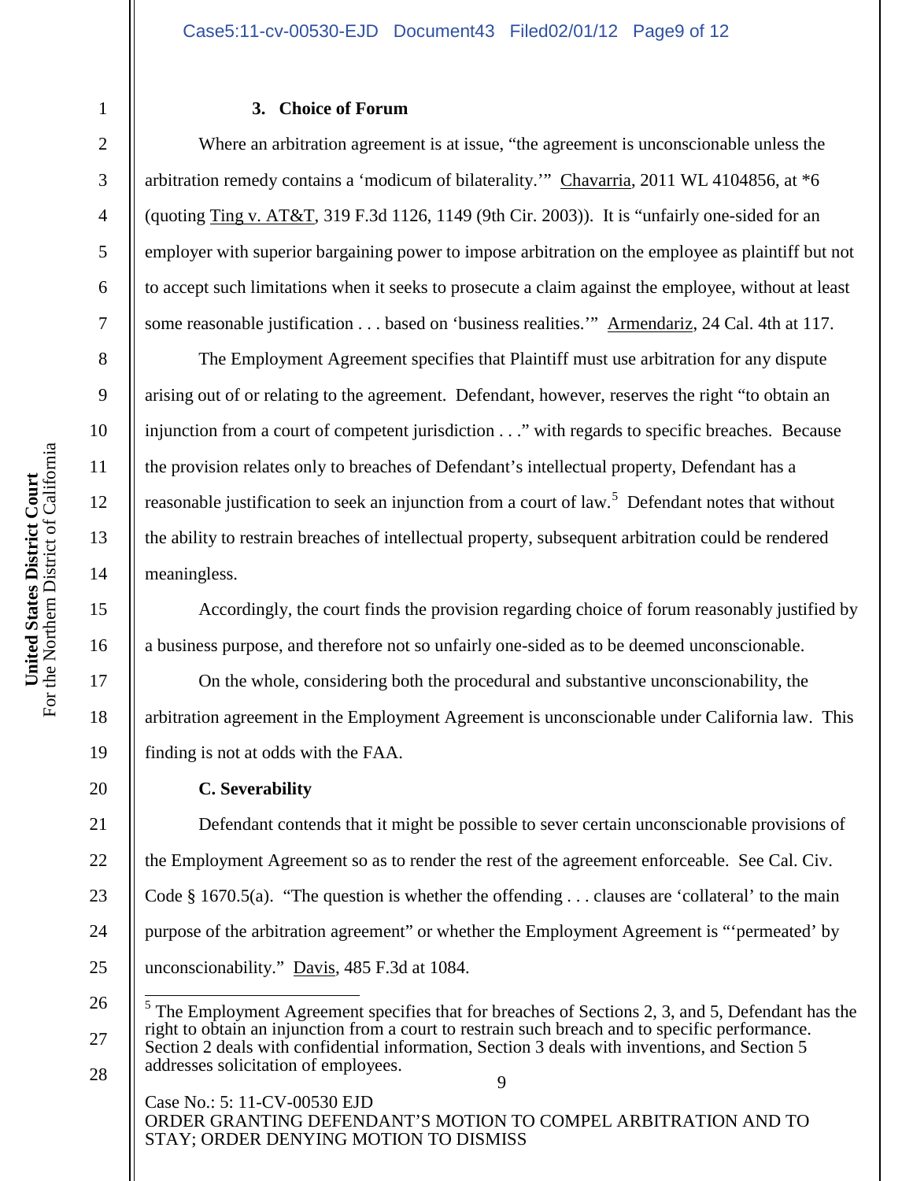### 3. Choice of Forum

Where an arbitration agreement is at issue, "the agreement is unconscionable unless the arbitration remedy contains a 'modicum of bilaterality.'" Chavarria, 2011 WL 4104856, at *6 (quoting Ting v. AT&T, 319 F.3d 1126, 1149 (9th Cir. 2003)). It is "unfairly one-sided for an employer with superior bargaining power to impose arbitration on the employee as plaintiff but not to accept such limitations when it seeks to prosecute a claim against the employee, without at least some reasonable justification . . . based on 'business realities.'" Armendariz, 24 Cal. 4th at 117.

The Employment Agreement specifies that Plaintiff must use arbitration for any dispute arising out of or relating to the agreement. Defendant, however, reserves the right "to obtain an injunction from a court of competent jurisdiction . . ." with regards to specific breaches. Because the provision relates only to breaches of Defendant's intellectual property, Defendant has a reasonable justification to seek an injunction from a court of law.[5] Defendant notes that without the ability to restrain breaches of intellectual property, subsequent arbitration could be rendered meaningless.

Accordingly, the court finds the provision regarding choice of forum reasonably justified by a business purpose, and therefore not so unfairly one-sided as to be deemed unconscionable.

On the whole, considering both the procedural and substantive unconscionability, the arbitration agreement in the Employment Agreement is unconscionable under California law. This finding is not at odds with the FAA.

## C. Severability

Defendant contends that it might be possible to sever certain unconscionable provisions of the Employment Agreement so as to render the rest of the agreement enforceable. See Cal. Civ. Code § 1670.5(a). "The question is whether the offending . . . clauses are 'collateral' to the main purpose of the arbitration agreement" or whether the Employment Agreement is "'permeated' by unconscionability." Davis, 485 F.3d at 1084.

[5] The Employment Agreement specifies that for breaches of Sections 2, 3, and 5, Defendant has the right to obtain an injunction from a court to restrain such breach and to specific performance. Section 2 deals with confidential information, Section 3 deals with inventions, and Section 5 addresses solicitation of employees.

Case No.: 5: 11-CV-00530 EJD
ORDER GRANTING DEFENDANT'S MOTION TO COMPEL ARBITRATION AND TO STAY; ORDER DENYING MOTION TO DISMISS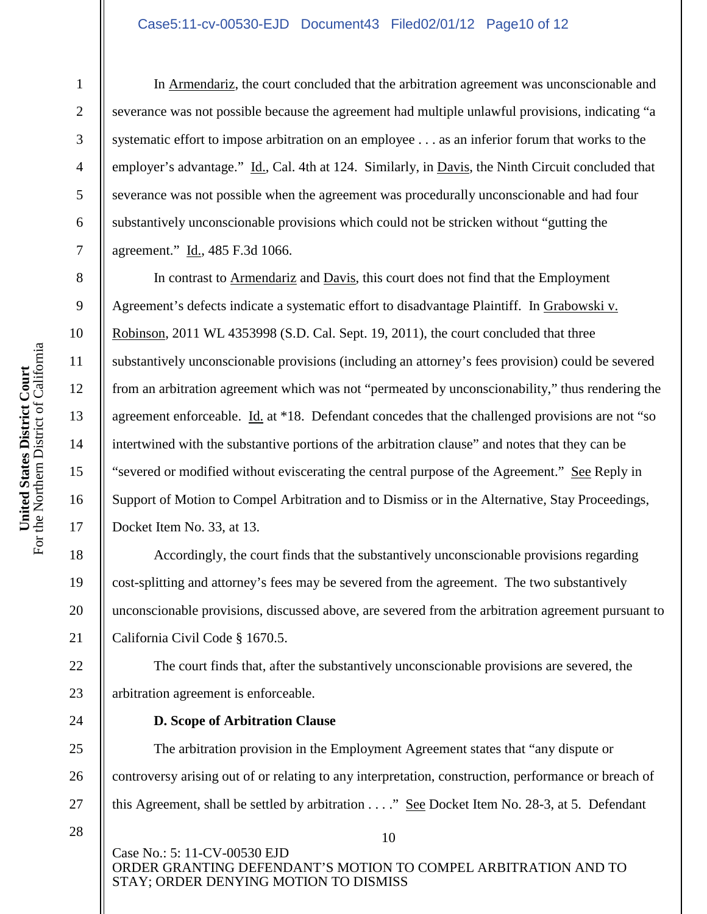In Armendariz, the court concluded that the arbitration agreement was unconscionable and severance was not possible because the agreement had multiple unlawful provisions, indicating "a systematic effort to impose arbitration on an employee . . . as an inferior forum that works to the employer's advantage." Id., Cal. 4th at 124. Similarly, in Davis, the Ninth Circuit concluded that severance was not possible when the agreement was procedurally unconscionable and had four substantively unconscionable provisions which could not be stricken without "gutting the agreement." Id., 485 F.3d 1066.

In contrast to Armendariz and Davis, this court does not find that the Employment Agreement's defects indicate a systematic effort to disadvantage Plaintiff. In Grabowski v. Robinson, 2011 WL 4353998 (S.D. Cal. Sept. 19, 2011), the court concluded that three substantively unconscionable provisions (including an attorney's fees provision) could be severed from an arbitration agreement which was not "permeated by unconscionability," thus rendering the agreement enforceable. Id. at *18. Defendant concedes that the challenged provisions are not "so intertwined with the substantive portions of the arbitration clause" and notes that they can be "severed or modified without eviscerating the central purpose of the Agreement." See Reply in Support of Motion to Compel Arbitration and to Dismiss or in the Alternative, Stay Proceedings, Docket Item No. 33, at 13.

Accordingly, the court finds that the substantively unconscionable provisions regarding cost-splitting and attorney's fees may be severed from the agreement. The two substantively unconscionable provisions, discussed above, are severed from the arbitration agreement pursuant to California Civil Code § 1670.5.

The court finds that, after the substantively unconscionable provisions are severed, the arbitration agreement is enforceable.

**D. Scope of Arbitration Clause**

The arbitration provision in the Employment Agreement states that "any dispute or controversy arising out of or relating to any interpretation, construction, performance or breach of this Agreement, shall be settled by arbitration . . . ." See Docket Item No. 28-3, at 5. Defendant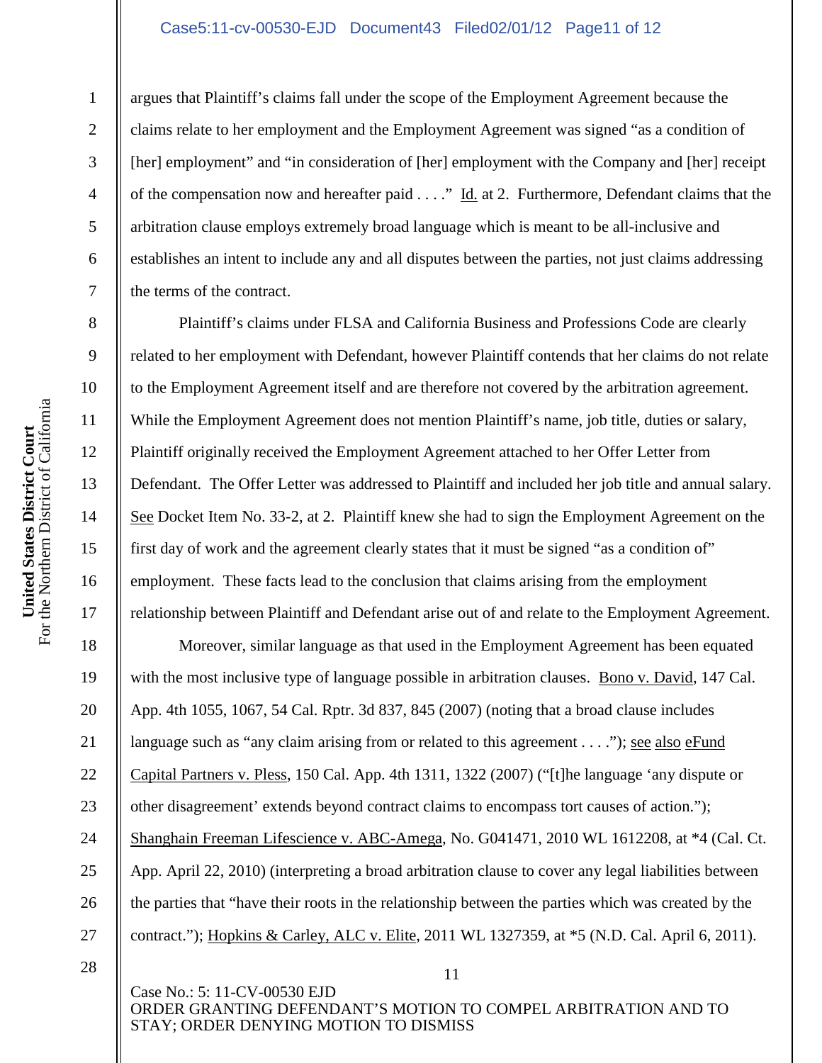argues that Plaintiff's claims fall under the scope of the Employment Agreement because the claims relate to her employment and the Employment Agreement was signed "as a condition of [her] employment" and "in consideration of [her] employment with the Company and [her] receipt of the compensation now and hereafter paid . . . ." Id. at 2. Furthermore, Defendant claims that the arbitration clause employs extremely broad language which is meant to be all-inclusive and establishes an intent to include any and all disputes between the parties, not just claims addressing the terms of the contract.

Plaintiff's claims under FLSA and California Business and Professions Code are clearly related to her employment with Defendant, however Plaintiff contends that her claims do not relate to the Employment Agreement itself and are therefore not covered by the arbitration agreement. While the Employment Agreement does not mention Plaintiff's name, job title, duties or salary, Plaintiff originally received the Employment Agreement attached to her Offer Letter from Defendant. The Offer Letter was addressed to Plaintiff and included her job title and annual salary. See Docket Item No. 33-2, at 2. Plaintiff knew she had to sign the Employment Agreement on the first day of work and the agreement clearly states that it must be signed "as a condition of" employment. These facts lead to the conclusion that claims arising from the employment relationship between Plaintiff and Defendant arise out of and relate to the Employment Agreement.

Moreover, similar language as that used in the Employment Agreement has been equated with the most inclusive type of language possible in arbitration clauses. Bono v. David, 147 Cal. App. 4th 1055, 1067, 54 Cal. Rptr. 3d 837, 845 (2007) (noting that a broad clause includes language such as "any claim arising from or related to this agreement . . . ."); see also eFund Capital Partners v. Pless, 150 Cal. App. 4th 1311, 1322 (2007) ("[t]he language 'any dispute or other disagreement' extends beyond contract claims to encompass tort causes of action."); Shanghain Freeman Lifescience v. ABC-Amega, No. G041471, 2010 WL 1612208, at *4 (Cal. Ct. App. April 22, 2010) (interpreting a broad arbitration clause to cover any legal liabilities between the parties that "have their roots in the relationship between the parties which was created by the contract."); Hopkins & Carley, ALC v. Elite, 2011 WL 1327359, at *5 (N.D. Cal. April 6, 2011).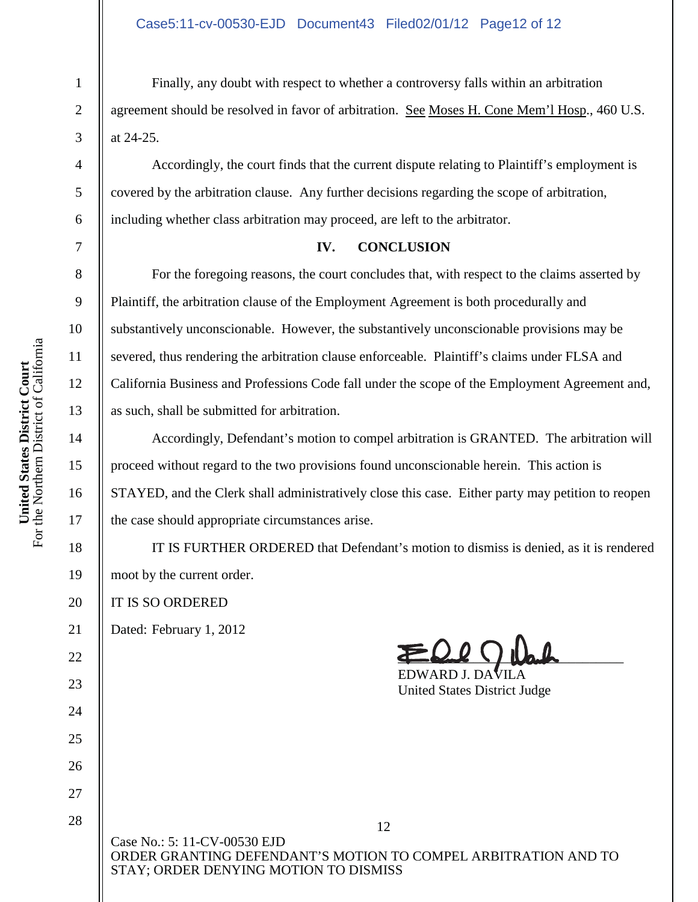Finally, any doubt with respect to whether a controversy falls within an arbitration agreement should be resolved in favor of arbitration. See Moses H. Cone Mem'l Hosp., 460 U.S. at 24-25.

Accordingly, the court finds that the current dispute relating to Plaintiff's employment is covered by the arbitration clause. Any further decisions regarding the scope of arbitration, including whether class arbitration may proceed, are left to the arbitrator.

## IV. CONCLUSION

For the foregoing reasons, the court concludes that, with respect to the claims asserted by Plaintiff, the arbitration clause of the Employment Agreement is both procedurally and substantively unconscionable. However, the substantively unconscionable provisions may be severed, thus rendering the arbitration clause enforceable. Plaintiff's claims under FLSA and California Business and Professions Code fall under the scope of the Employment Agreement and, as such, shall be submitted for arbitration.

Accordingly, Defendant's motion to compel arbitration is GRANTED. The arbitration will proceed without regard to the two provisions found unconscionable herein. This action is STAYED, and the Clerk shall administratively close this case. Either party may petition to reopen the case should appropriate circumstances arise.

IT IS FURTHER ORDERED that Defendant's motion to dismiss is denied, as it is rendered moot by the current order.

IT IS SO ORDERED

Dated: February 1, 2012

EDWARD J. DAVILA
United States District Judge

Case No.: 5: 11-CV-00530 EJD
ORDER GRANTING DEFENDANT'S MOTION TO COMPEL ARBITRATION AND TO STAY; ORDER DENYING MOTION TO DISMISS